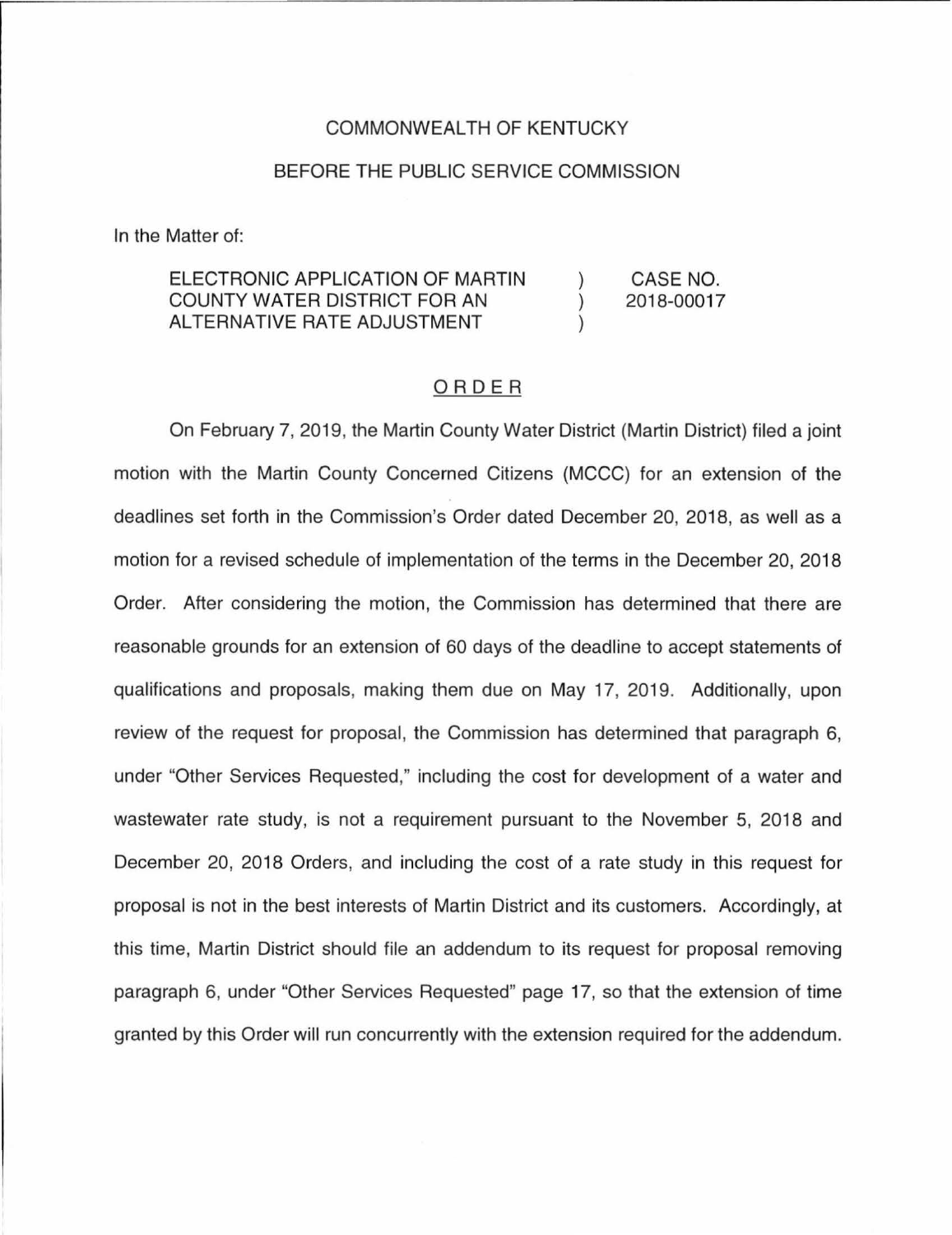COMMONWEALTH OF KENTUCKY

BEFORE THE PUBLIC SERVICE COMMISSION

In the Matter of:

| | | |
|---|---|---|
| ELECTRONIC APPLICATION OF MARTIN COUNTY WATER DISTRICT FOR AN ALTERNATIVE RATE ADJUSTMENT | ) ) ) | CASE NO. 2018-00017 |

## ORDER

On February 7, 2019, the Martin County Water District (Martin District) filed a joint motion with the Martin County Concerned Citizens (MCCC) for an extension of the deadlines set forth in the Commission's Order dated December 20, 2018, as well as a motion for a revised schedule of implementation of the terms in the December 20, 2018 Order. After considering the motion, the Commission has determined that there are reasonable grounds for an extension of 60 days of the deadline to accept statements of qualifications and proposals, making them due on May 17, 2019. Additionally, upon review of the request for proposal, the Commission has determined that paragraph 6, under "Other Services Requested," including the cost for development of a water and wastewater rate study, is not a requirement pursuant to the November 5, 2018 and December 20, 2018 Orders, and including the cost of a rate study in this request for proposal is not in the best interests of Martin District and its customers. Accordingly, at this time, Martin District should file an addendum to its request for proposal removing paragraph 6, under "Other Services Requested" page 17, so that the extension of time granted by this Order will run concurrently with the extension required for the addendum.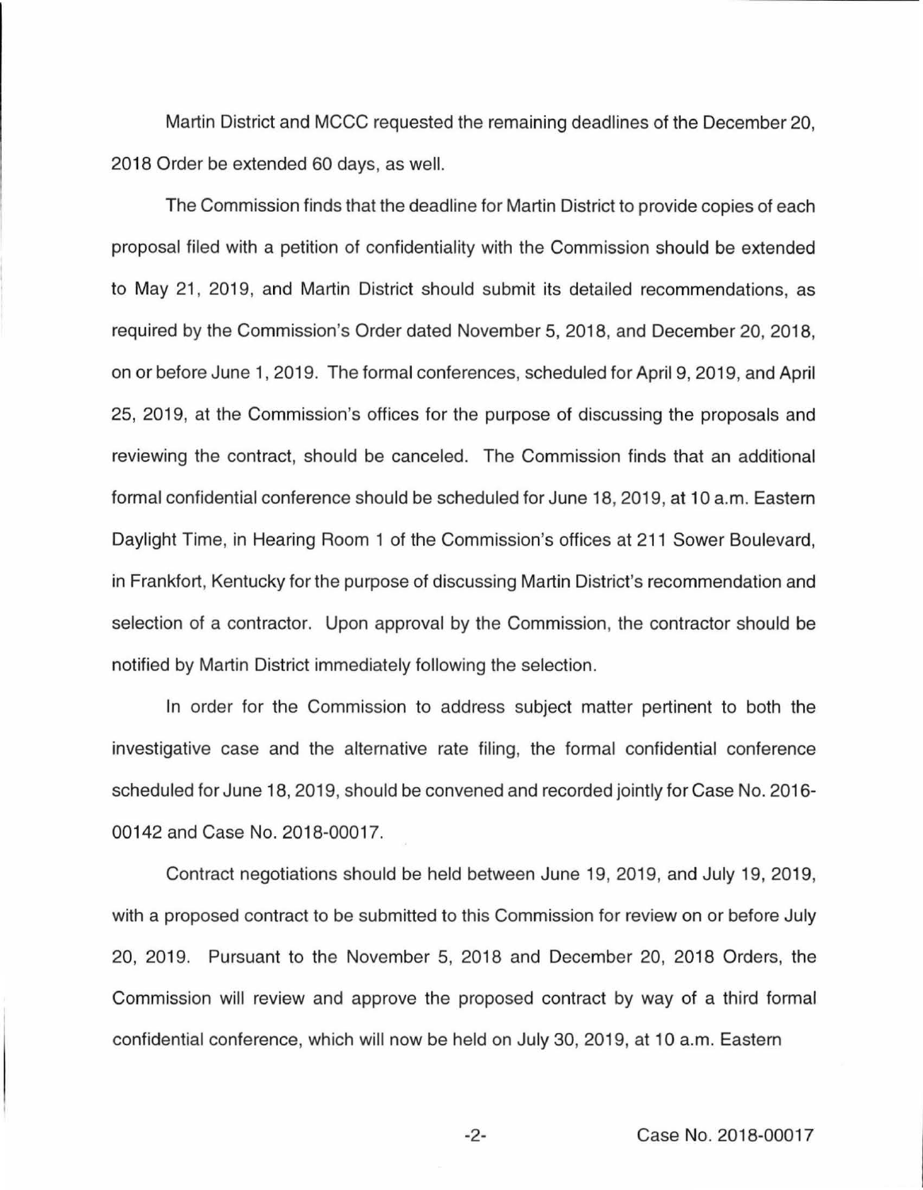Martin District and MCCC requested the remaining deadlines of the December 20, 2018 Order be extended 60 days, as well.

The Commission finds that the deadline for Martin District to provide copies of each proposal filed with a petition of confidentiality with the Commission should be extended to May 21, 2019, and Martin District should submit its detailed recommendations, as required by the Commission's Order dated November 5, 2018, and December 20, 2018, on or before June 1, 2019. The formal conferences, scheduled for April 9, 2019, and April 25, 2019, at the Commission's offices for the purpose of discussing the proposals and reviewing the contract, should be canceled. The Commission finds that an additional formal confidential conference should be scheduled for June 18, 2019, at 10 a.m. Eastern Daylight Time, in Hearing Room 1 of the Commission's offices at 211 Sower Boulevard, in Frankfort, Kentucky for the purpose of discussing Martin District's recommendation and selection of a contractor. Upon approval by the Commission, the contractor should be notified by Martin District immediately following the selection.

In order for the Commission to address subject matter pertinent to both the investigative case and the alternative rate filing, the formal confidential conference scheduled for June 18, 2019, should be convened and recorded jointly for Case No. 2016-00142 and Case No. 2018-00017.

Contract negotiations should be held between June 19, 2019, and July 19, 2019, with a proposed contract to be submitted to this Commission for review on or before July 20, 2019. Pursuant to the November 5, 2018 and December 20, 2018 Orders, the Commission will review and approve the proposed contract by way of a third formal confidential conference, which will now be held on July 30, 2019, at 10 a.m. Eastern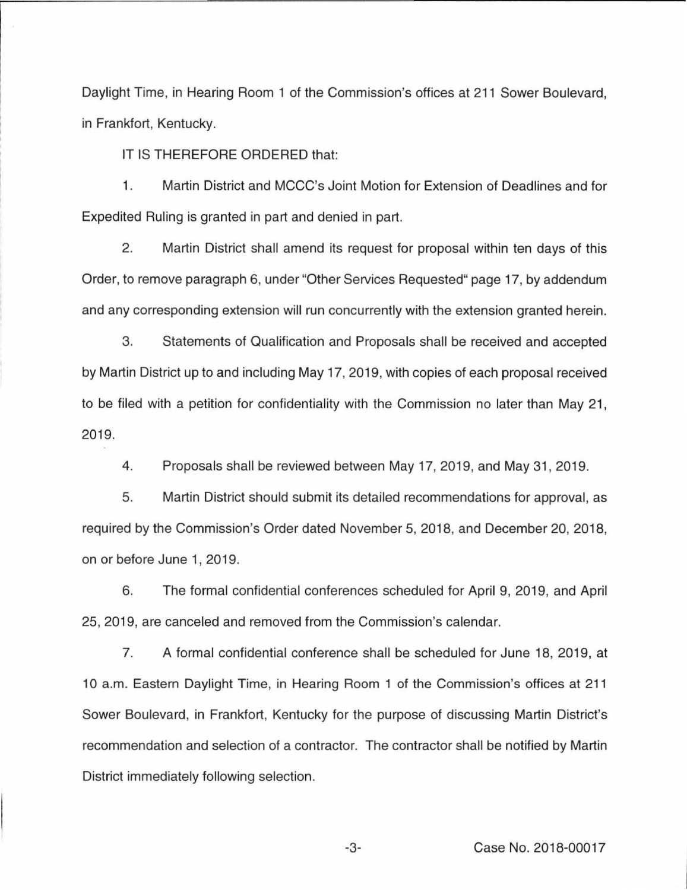Daylight Time, in Hearing Room 1 of the Commission's offices at 211 Sower Boulevard, in Frankfort, Kentucky.

IT IS THEREFORE ORDERED that:

1. Martin District and MCCC's Joint Motion for Extension of Deadlines and for Expedited Ruling is granted in part and denied in part.

2. Martin District shall amend its request for proposal within ten days of this Order, to remove paragraph 6, under "Other Services Requested" page 17, by addendum and any corresponding extension will run concurrently with the extension granted herein.

3. Statements of Qualification and Proposals shall be received and accepted by Martin District up to and including May 17, 2019, with copies of each proposal received to be filed with a petition for confidentiality with the Commission no later than May 21, 2019.

4. Proposals shall be reviewed between May 17, 2019, and May 31, 2019.

5. Martin District should submit its detailed recommendations for approval, as required by the Commission's Order dated November 5, 2018, and December 20, 2018, on or before June 1, 2019.

6. The formal confidential conferences scheduled for April 9, 2019, and April 25, 2019, are canceled and removed from the Commission's calendar.

7. A formal confidential conference shall be scheduled for June 18, 2019, at 10 a.m. Eastern Daylight Time, in Hearing Room 1 of the Commission's offices at 211 Sower Boulevard, in Frankfort, Kentucky for the purpose of discussing Martin District's recommendation and selection of a contractor. The contractor shall be notified by Martin District immediately following selection.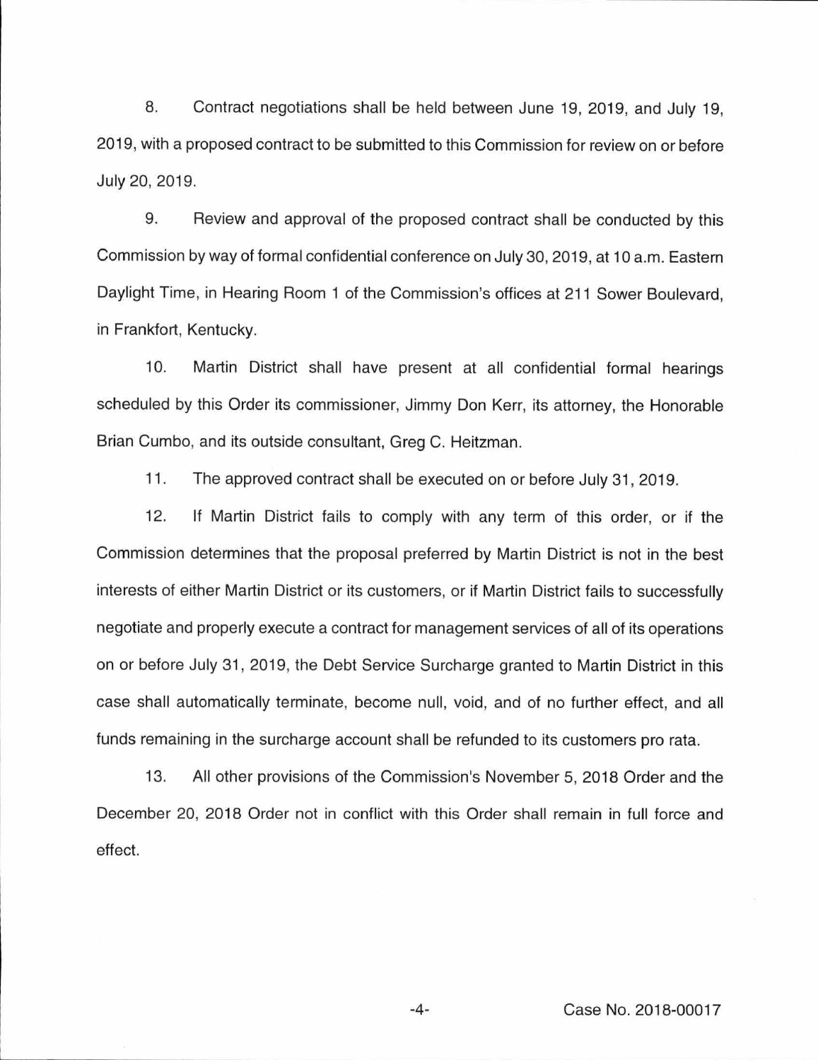8. Contract negotiations shall be held between June 19, 2019, and July 19, 2019, with a proposed contract to be submitted to this Commission for review on or before July 20, 2019.

9. Review and approval of the proposed contract shall be conducted by this Commission by way of formal confidential conference on July 30, 2019, at 10 a.m. Eastern Daylight Time, in Hearing Room 1 of the Commission's offices at 211 Sower Boulevard, in Frankfort, Kentucky.

10. Martin District shall have present at all confidential formal hearings scheduled by this Order its commissioner, Jimmy Don Kerr, its attorney, the Honorable Brian Cumbo, and its outside consultant, Greg C. Heitzman.

11. The approved contract shall be executed on or before July 31, 2019.

12. If Martin District fails to comply with any term of this order, or if the Commission determines that the proposal preferred by Martin District is not in the best interests of either Martin District or its customers, or if Martin District fails to successfully negotiate and properly execute a contract for management services of all of its operations on or before July 31, 2019, the Debt Service Surcharge granted to Martin District in this case shall automatically terminate, become null, void, and of no further effect, and all funds remaining in the surcharge account shall be refunded to its customers pro rata.

13. All other provisions of the Commission's November 5, 2018 Order and the December 20, 2018 Order not in conflict with this Order shall remain in full force and effect.

Case No. 2018-00017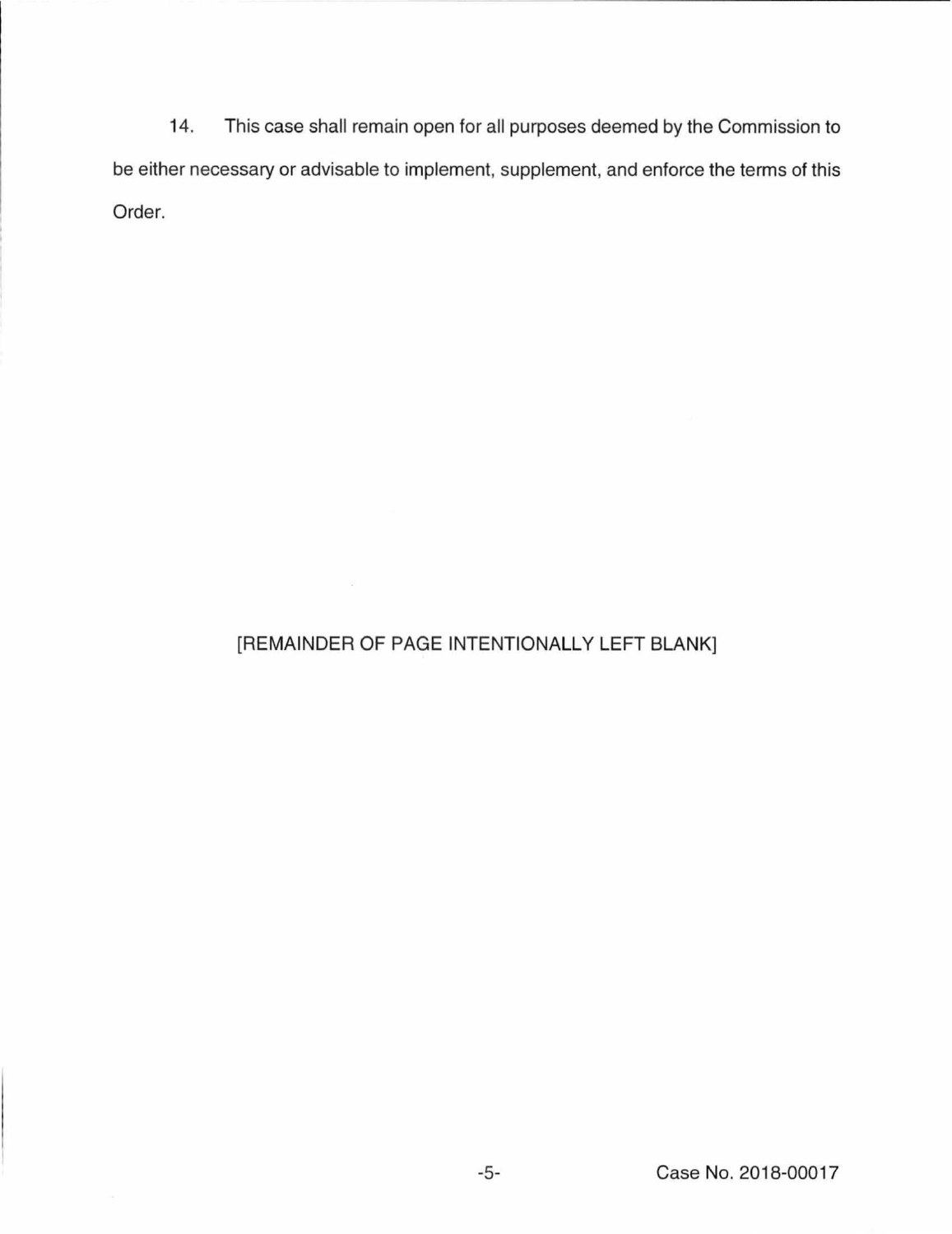14. This case shall remain open for all purposes deemed by the Commission to be either necessary or advisable to implement, supplement, and enforce the terms of this Order.

[REMAINDER OF PAGE INTENTIONALLY LEFT BLANK]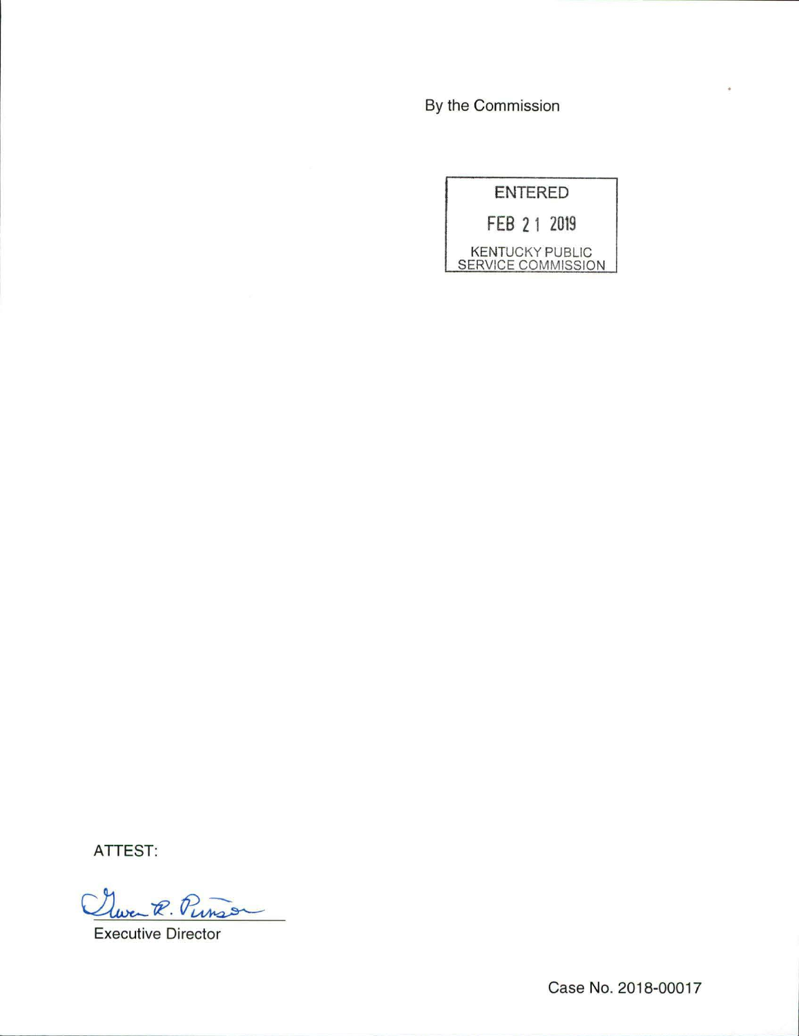By the Commission

ENTERED

FEB 21 2019

KENTUCKY PUBLIC SERVICE COMMISSION

ATTEST:

Executive Director

Case No. 2018-00017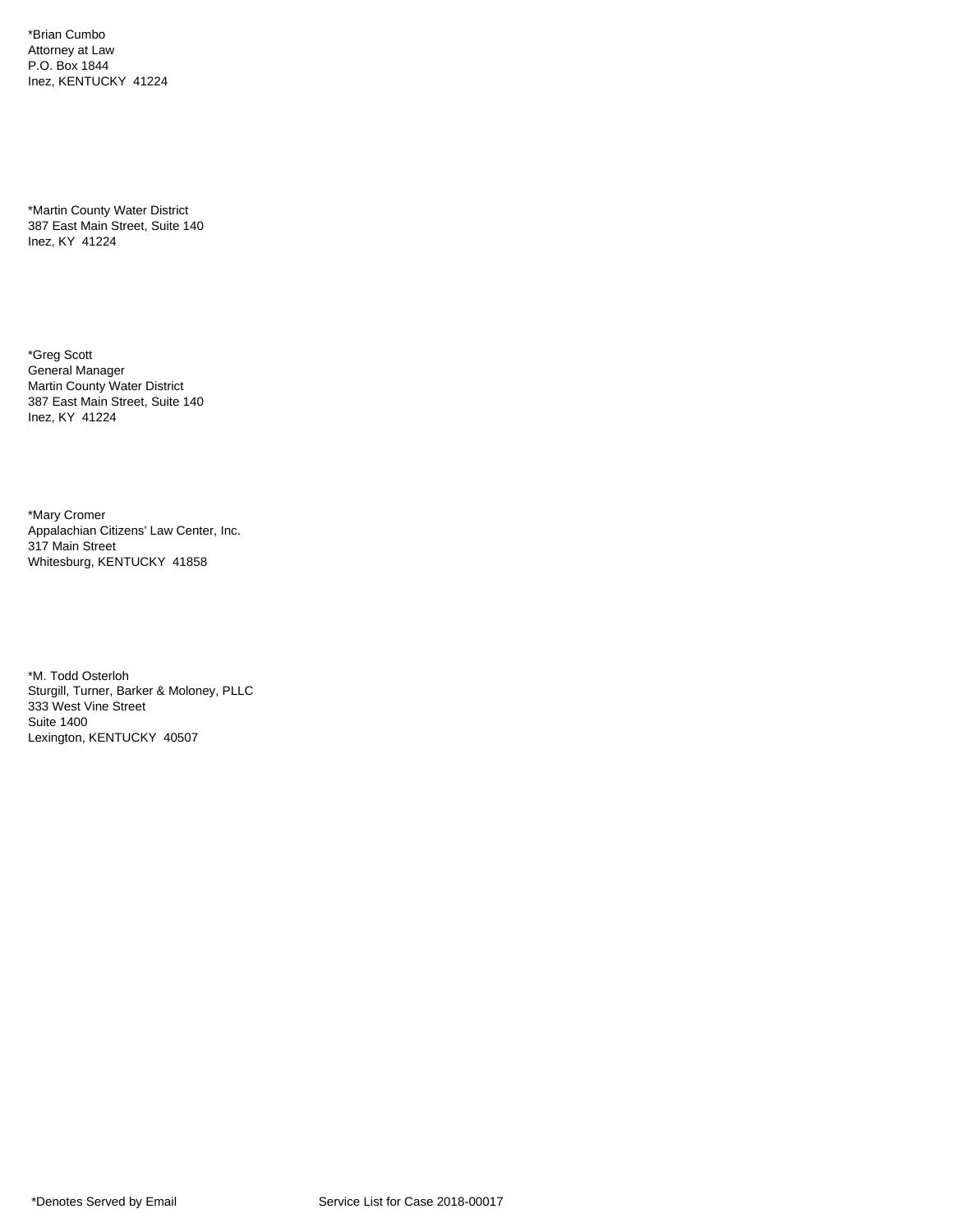*Brian Cumbo
Attorney at Law
P.O. Box 1844
Inez, KENTUCKY  41224

*Martin County Water District
387 East Main Street, Suite 140
Inez, KY  41224

*Greg Scott
General Manager
Martin County Water District
387 East Main Street, Suite 140
Inez, KY  41224

*Mary Cromer
Appalachian Citizens' Law Center, Inc.
317 Main Street
Whitesburg, KENTUCKY  41858

*M. Todd Osterloh
Sturgill, Turner, Barker & Moloney, PLLC
333 West Vine Street
Suite 1400
Lexington, KENTUCKY  40507

*Denotes Served by Email

Service List for Case 2018-00017